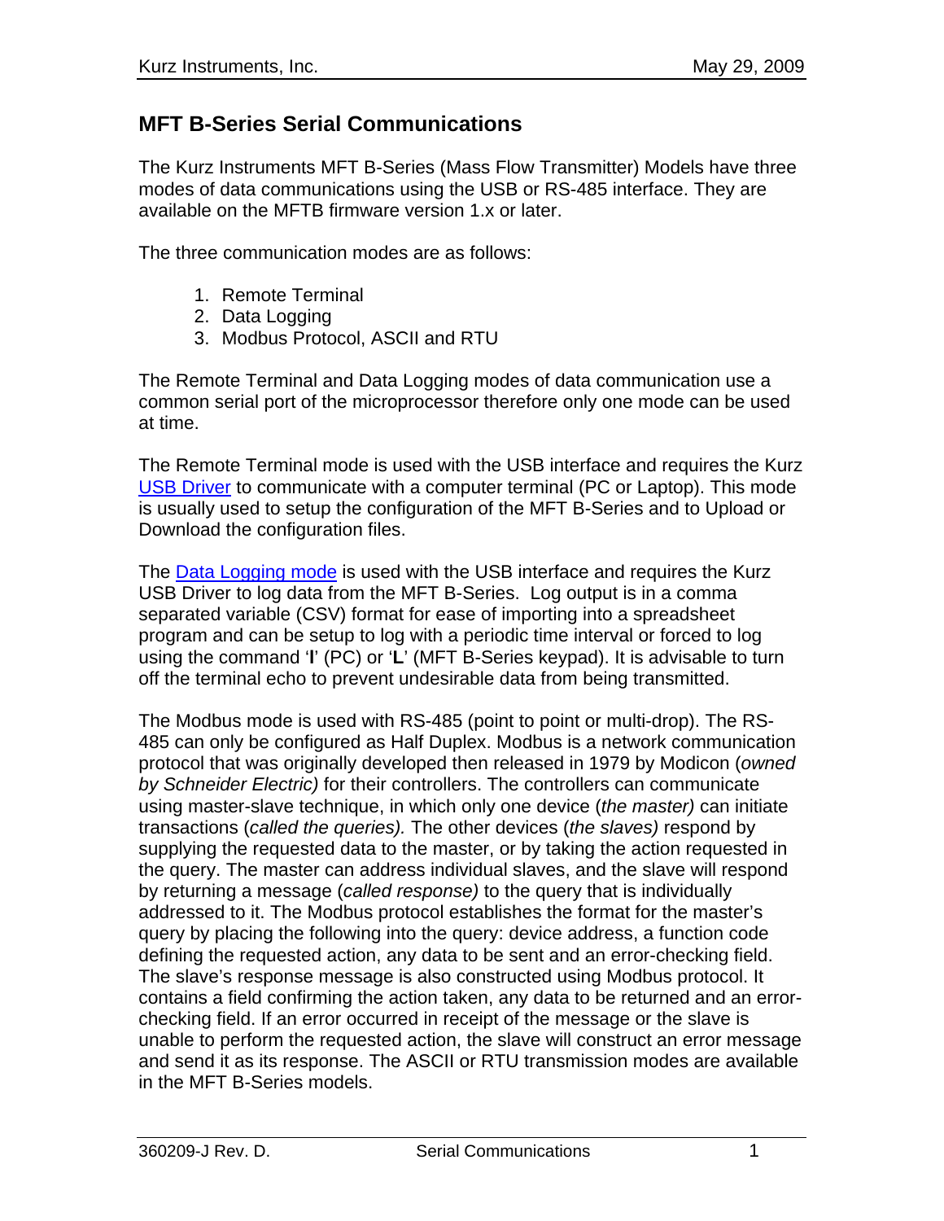# MFT B-Series Serial Communications

The Kurz Instruments MFT B-Series (Mass Flow Transmitter) Models have three modes of data communications using the USB or RS-485 interface. They are available on the MFTB firmware version 1.x or later.

The three communication modes are as follows:

1. Remote Terminal
2. Data Logging
3. Modbus Protocol, ASCII and RTU

The Remote Terminal and Data Logging modes of data communication use a common serial port of the microprocessor therefore only one mode can be used at time.

The Remote Terminal mode is used with the USB interface and requires the Kurz USB Driver to communicate with a computer terminal (PC or Laptop). This mode is usually used to setup the configuration of the MFT B-Series and to Upload or Download the configuration files.

The Data Logging mode is used with the USB interface and requires the Kurz USB Driver to log data from the MFT B-Series. Log output is in a comma separated variable (CSV) format for ease of importing into a spreadsheet program and can be setup to log with a periodic time interval or forced to log using the command '**l**' (PC) or '**L**' (MFT B-Series keypad). It is advisable to turn off the terminal echo to prevent undesirable data from being transmitted.

The Modbus mode is used with RS-485 (point to point or multi-drop). The RS-485 can only be configured as Half Duplex. Modbus is a network communication protocol that was originally developed then released in 1979 by Modicon (*owned by Schneider Electric)* for their controllers. The controllers can communicate using master-slave technique, in which only one device (*the master)* can initiate transactions (*called the queries).* The other devices (*the slaves)* respond by supplying the requested data to the master, or by taking the action requested in the query. The master can address individual slaves, and the slave will respond by returning a message (*called response)* to the query that is individually addressed to it. The Modbus protocol establishes the format for the master's query by placing the following into the query: device address, a function code defining the requested action, any data to be sent and an error-checking field. The slave's response message is also constructed using Modbus protocol. It contains a field confirming the action taken, any data to be returned and an error-checking field. If an error occurred in receipt of the message or the slave is unable to perform the requested action, the slave will construct an error message and send it as its response. The ASCII or RTU transmission modes are available in the MFT B-Series models.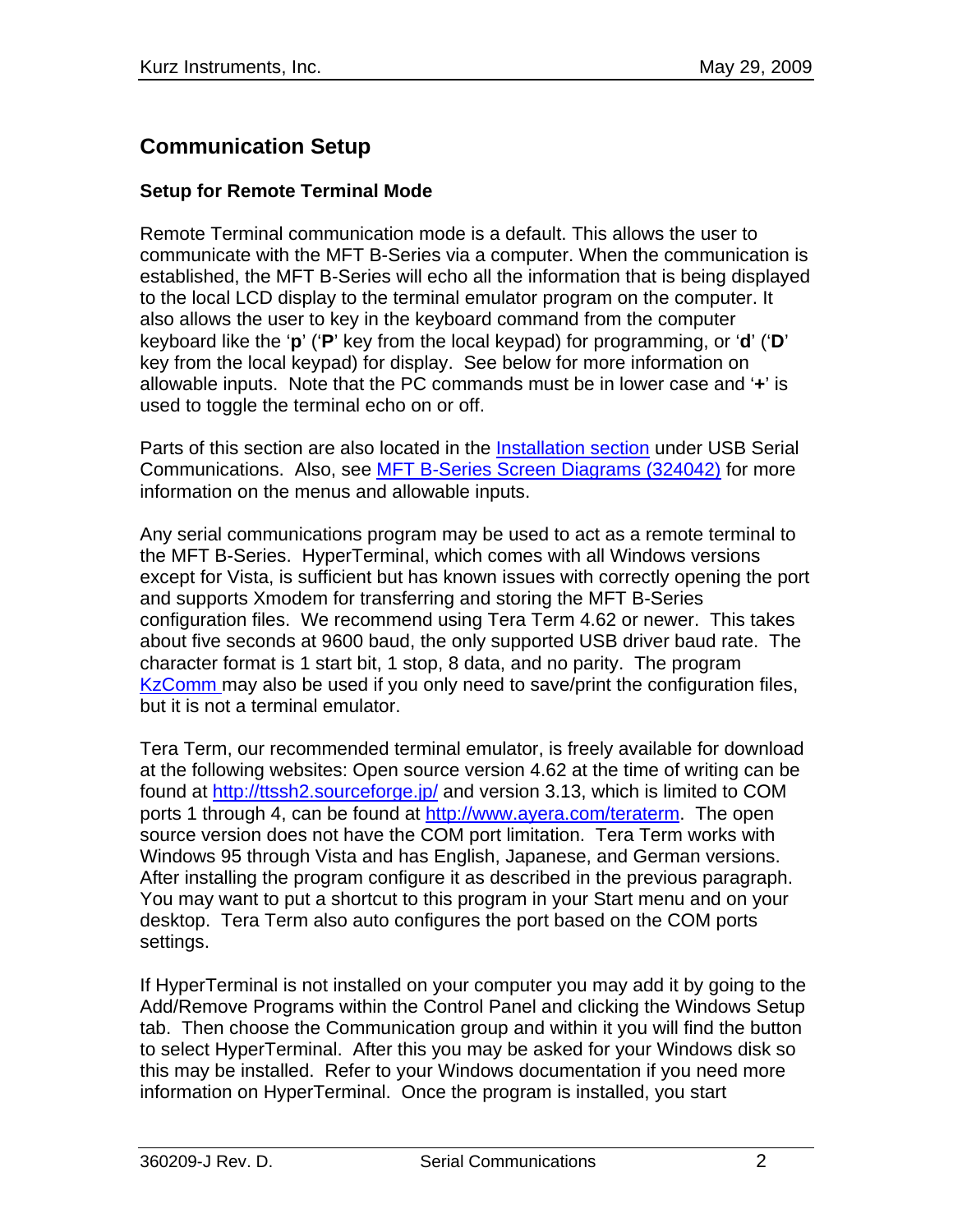## Communication Setup

### Setup for Remote Terminal Mode

Remote Terminal communication mode is a default. This allows the user to communicate with the MFT B-Series via a computer. When the communication is established, the MFT B-Series will echo all the information that is being displayed to the local LCD display to the terminal emulator program on the computer. It also allows the user to key in the keyboard command from the computer keyboard like the '**p**' ('**P**' key from the local keypad) for programming, or '**d**' ('**D**' key from the local keypad) for display. See below for more information on allowable inputs. Note that the PC commands must be in lower case and '**+**' is used to toggle the terminal echo on or off.

Parts of this section are also located in the Installation section under USB Serial Communications. Also, see MFT B-Series Screen Diagrams (324042) for more information on the menus and allowable inputs.

Any serial communications program may be used to act as a remote terminal to the MFT B-Series. HyperTerminal, which comes with all Windows versions except for Vista, is sufficient but has known issues with correctly opening the port and supports Xmodem for transferring and storing the MFT B-Series configuration files. We recommend using Tera Term 4.62 or newer. This takes about five seconds at 9600 baud, the only supported USB driver baud rate. The character format is 1 start bit, 1 stop, 8 data, and no parity. The program KzComm may also be used if you only need to save/print the configuration files, but it is not a terminal emulator.

Tera Term, our recommended terminal emulator, is freely available for download at the following websites: Open source version 4.62 at the time of writing can be found at http://ttssh2.sourceforge.jp/ and version 3.13, which is limited to COM ports 1 through 4, can be found at http://www.ayera.com/teraterm. The open source version does not have the COM port limitation. Tera Term works with Windows 95 through Vista and has English, Japanese, and German versions. After installing the program configure it as described in the previous paragraph. You may want to put a shortcut to this program in your Start menu and on your desktop. Tera Term also auto configures the port based on the COM ports settings.

If HyperTerminal is not installed on your computer you may add it by going to the Add/Remove Programs within the Control Panel and clicking the Windows Setup tab. Then choose the Communication group and within it you will find the button to select HyperTerminal. After this you may be asked for your Windows disk so this may be installed. Refer to your Windows documentation if you need more information on HyperTerminal. Once the program is installed, you start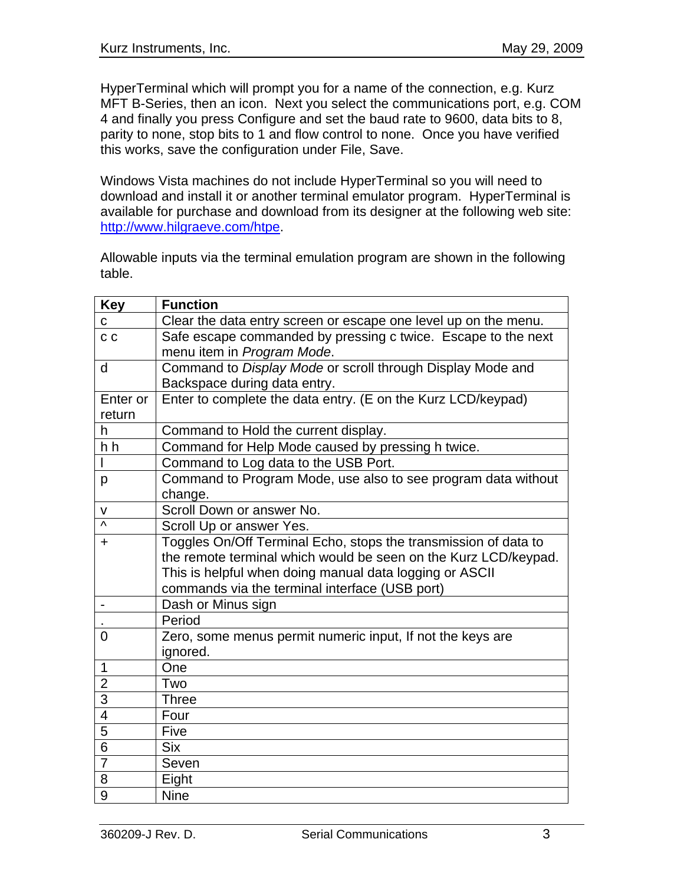HyperTerminal which will prompt you for a name of the connection, e.g. Kurz MFT B-Series, then an icon. Next you select the communications port, e.g. COM 4 and finally you press Configure and set the baud rate to 9600, data bits to 8, parity to none, stop bits to 1 and flow control to none. Once you have verified this works, save the configuration under File, Save.

Windows Vista machines do not include HyperTerminal so you will need to download and install it or another terminal emulator program. HyperTerminal is available for purchase and download from its designer at the following web site: http://www.hilgraeve.com/htpe.

Allowable inputs via the terminal emulation program are shown in the following table.

| Key | Function |
|---|---|
| c | Clear the data entry screen or escape one level up on the menu. |
| c c | Safe escape commanded by pressing c twice. Escape to the next menu item in *Program Mode*. |
| d | Command to *Display Mode* or scroll through Display Mode and Backspace during data entry. |
| Enter or return | Enter to complete the data entry. (E on the Kurz LCD/keypad) |
| h | Command to Hold the current display. |
| h h | Command for Help Mode caused by pressing h twice. |
| l | Command to Log data to the USB Port. |
| p | Command to Program Mode, use also to see program data without change. |
| v | Scroll Down or answer No. |
| ^ | Scroll Up or answer Yes. |
| + | Toggles On/Off Terminal Echo, stops the transmission of data to the remote terminal which would be seen on the Kurz LCD/keypad. This is helpful when doing manual data logging or ASCII commands via the terminal interface (USB port) |
| - | Dash or Minus sign |
| . | Period |
| 0 | Zero, some menus permit numeric input, If not the keys are ignored. |
| 1 | One |
| 2 | Two |
| 3 | Three |
| 4 | Four |
| 5 | Five |
| 6 | Six |
| 7 | Seven |
| 8 | Eight |
| 9 | Nine |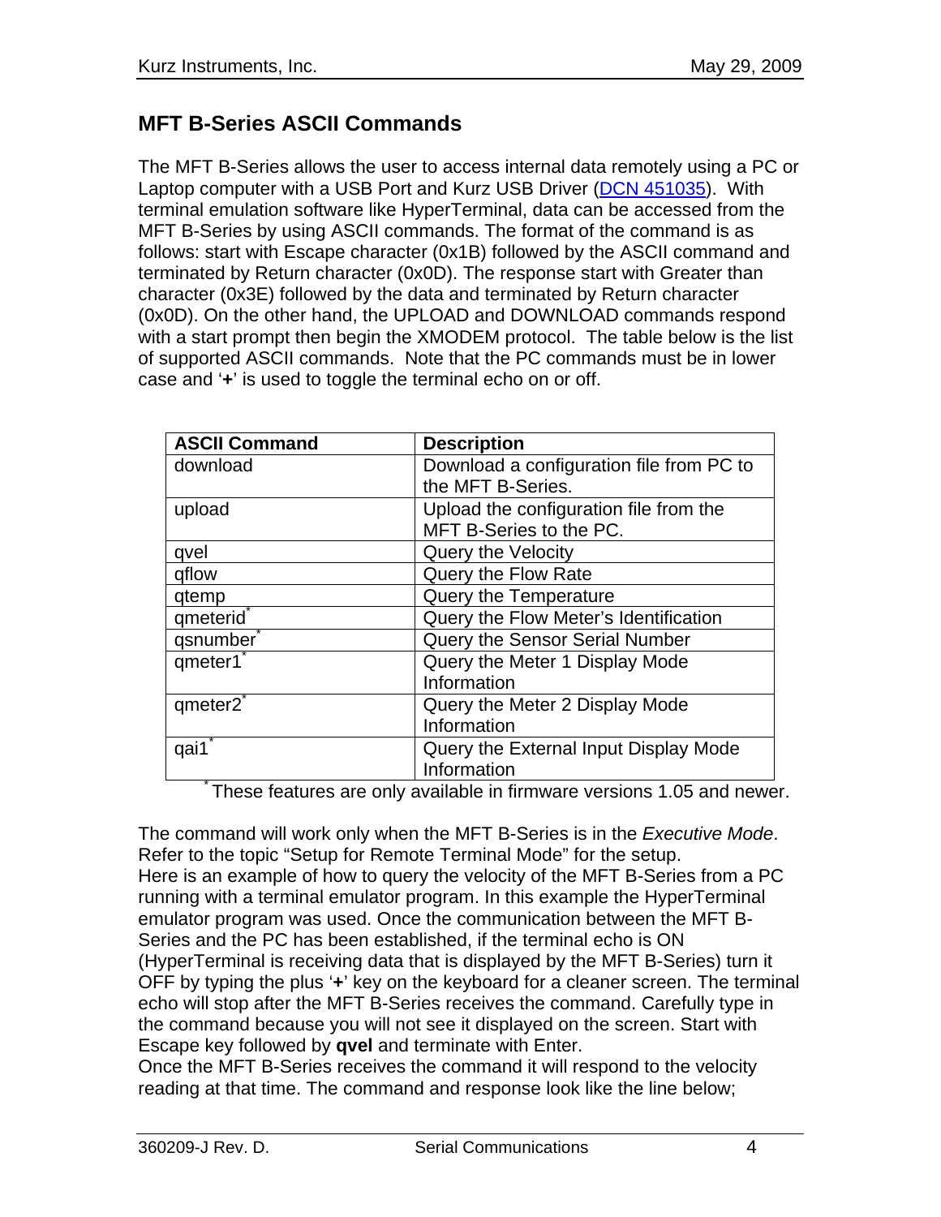## MFT B-Series ASCII Commands

The MFT B-Series allows the user to access internal data remotely using a PC or Laptop computer with a USB Port and Kurz USB Driver (DCN 451035). With terminal emulation software like HyperTerminal, data can be accessed from the MFT B-Series by using ASCII commands. The format of the command is as follows: start with Escape character (0x1B) followed by the ASCII command and terminated by Return character (0x0D). The response start with Greater than character (0x3E) followed by the data and terminated by Return character (0x0D). On the other hand, the UPLOAD and DOWNLOAD commands respond with a start prompt then begin the XMODEM protocol. The table below is the list of supported ASCII commands. Note that the PC commands must be in lower case and '**+**' is used to toggle the terminal echo on or off.

| ASCII Command | Description |
|---|---|
| download | Download a configuration file from PC to the MFT B-Series. |
| upload | Upload the configuration file from the MFT B-Series to the PC. |
| qvel | Query the Velocity |
| qflow | Query the Flow Rate |
| qtemp | Query the Temperature |
| qmeterid* | Query the Flow Meter's Identification |
| qsnumber* | Query the Sensor Serial Number |
| qmeter1* | Query the Meter 1 Display Mode Information |
| qmeter2* | Query the Meter 2 Display Mode Information |
| qai1* | Query the External Input Display Mode Information |

\* These features are only available in firmware versions 1.05 and newer.

The command will work only when the MFT B-Series is in the *Executive Mode*. Refer to the topic "Setup for Remote Terminal Mode" for the setup.
Here is an example of how to query the velocity of the MFT B-Series from a PC running with a terminal emulator program. In this example the HyperTerminal emulator program was used. Once the communication between the MFT B-Series and the PC has been established, if the terminal echo is ON (HyperTerminal is receiving data that is displayed by the MFT B-Series) turn it OFF by typing the plus '**+**' key on the keyboard for a cleaner screen. The terminal echo will stop after the MFT B-Series receives the command. Carefully type in the command because you will not see it displayed on the screen. Start with Escape key followed by **qvel** and terminate with Enter.
Once the MFT B-Series receives the command it will respond to the velocity reading at that time. The command and response look like the line below;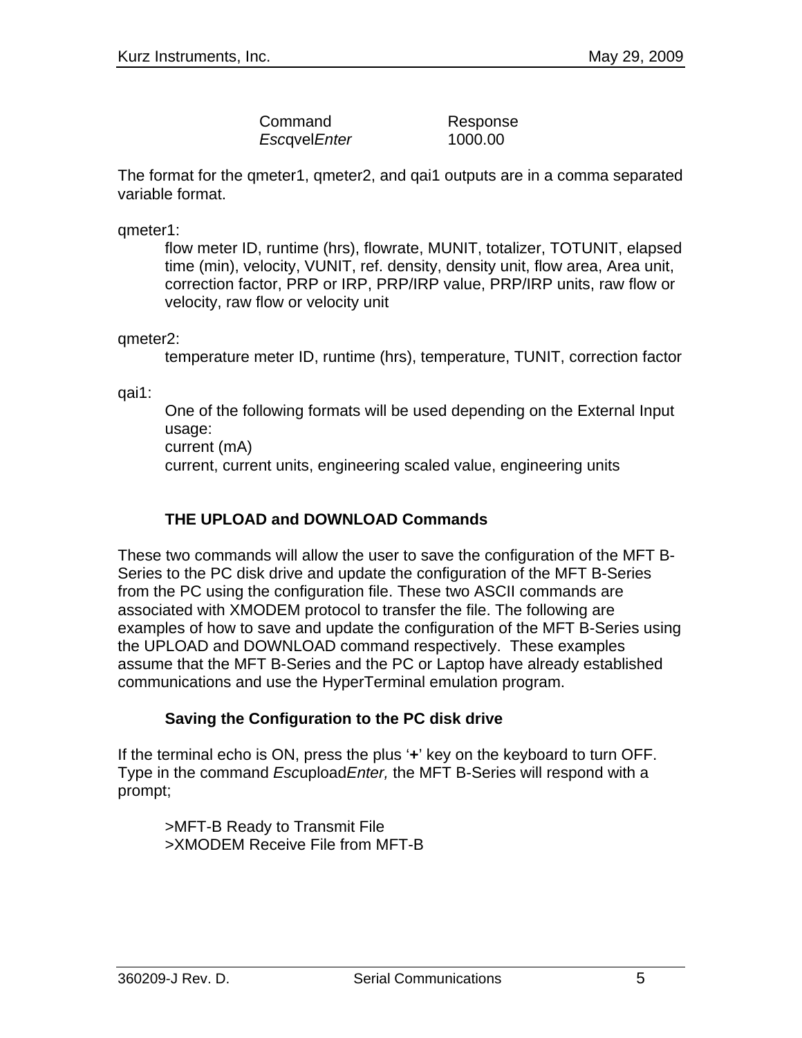| Command | Response |
|---|---|
| *Esc*qvel*Enter* | 1000.00 |

The format for the qmeter1, qmeter2, and qai1 outputs are in a comma separated variable format.

qmeter1:

flow meter ID, runtime (hrs), flowrate, MUNIT, totalizer, TOTUNIT, elapsed time (min), velocity, VUNIT, ref. density, density unit, flow area, Area unit, correction factor, PRP or IRP, PRP/IRP value, PRP/IRP units, raw flow or velocity, raw flow or velocity unit

qmeter2:

temperature meter ID, runtime (hrs), temperature, TUNIT, correction factor

qai1:

One of the following formats will be used depending on the External Input usage:
current (mA)
current, current units, engineering scaled value, engineering units

### THE UPLOAD and DOWNLOAD Commands

These two commands will allow the user to save the configuration of the MFT B-Series to the PC disk drive and update the configuration of the MFT B-Series from the PC using the configuration file. These two ASCII commands are associated with XMODEM protocol to transfer the file. The following are examples of how to save and update the configuration of the MFT B-Series using the UPLOAD and DOWNLOAD command respectively. These examples assume that the MFT B-Series and the PC or Laptop have already established communications and use the HyperTerminal emulation program.

### Saving the Configuration to the PC disk drive

If the terminal echo is ON, press the plus '**+**' key on the keyboard to turn OFF. Type in the command *Esc*upload*Enter,* the MFT B-Series will respond with a prompt;

>MFT-B Ready to Transmit File
>XMODEM Receive File from MFT-B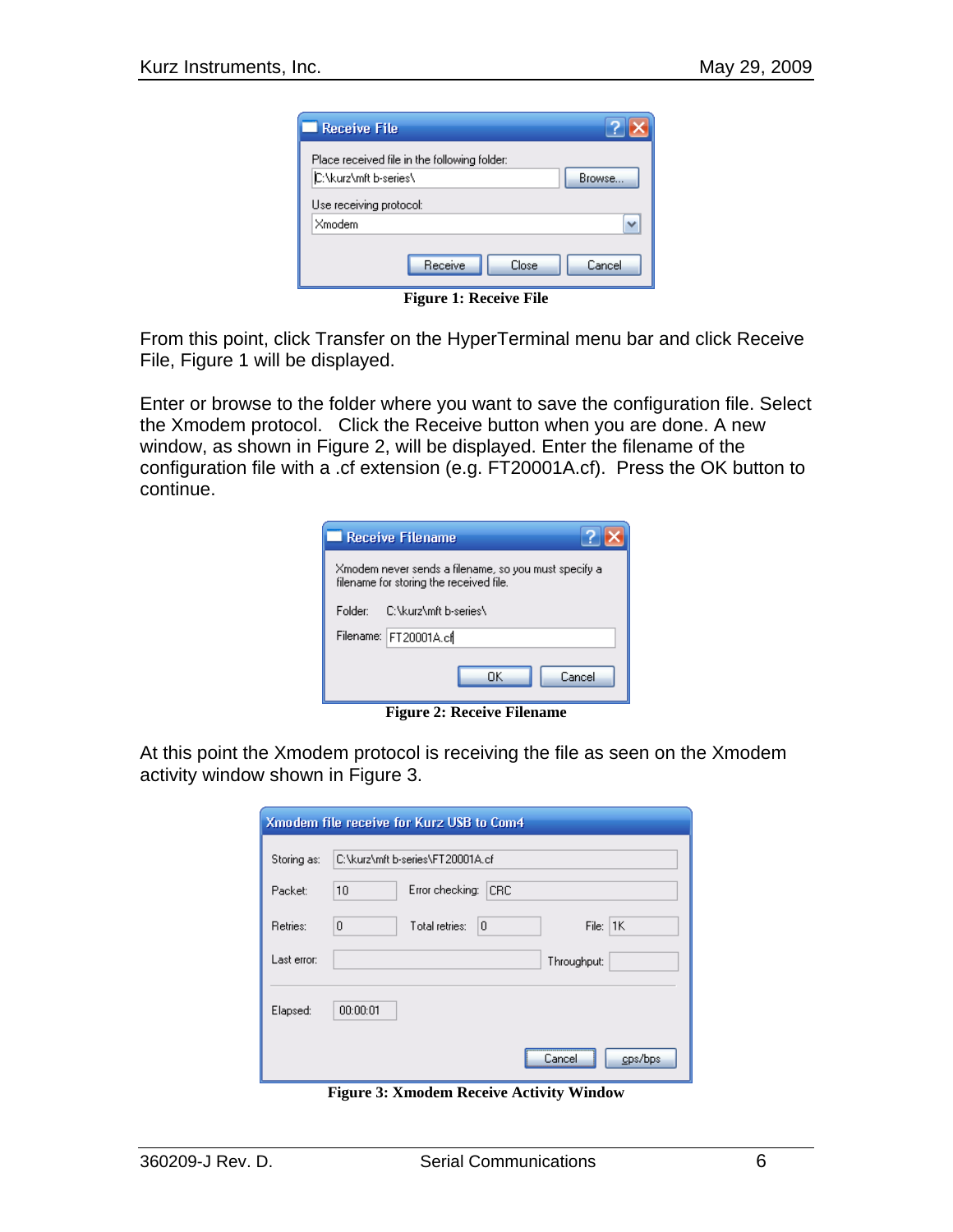Figure 1: Receive File

From this point, click Transfer on the HyperTerminal menu bar and click Receive File, Figure 1 will be displayed.

Enter or browse to the folder where you want to save the configuration file. Select the Xmodem protocol. Click the Receive button when you are done. A new window, as shown in Figure 2, will be displayed. Enter the filename of the configuration file with a .cf extension (e.g. FT20001A.cf). Press the OK button to continue.

Figure 2: Receive Filename

At this point the Xmodem protocol is receiving the file as seen on the Xmodem activity window shown in Figure 3.

Figure 3: Xmodem Receive Activity Window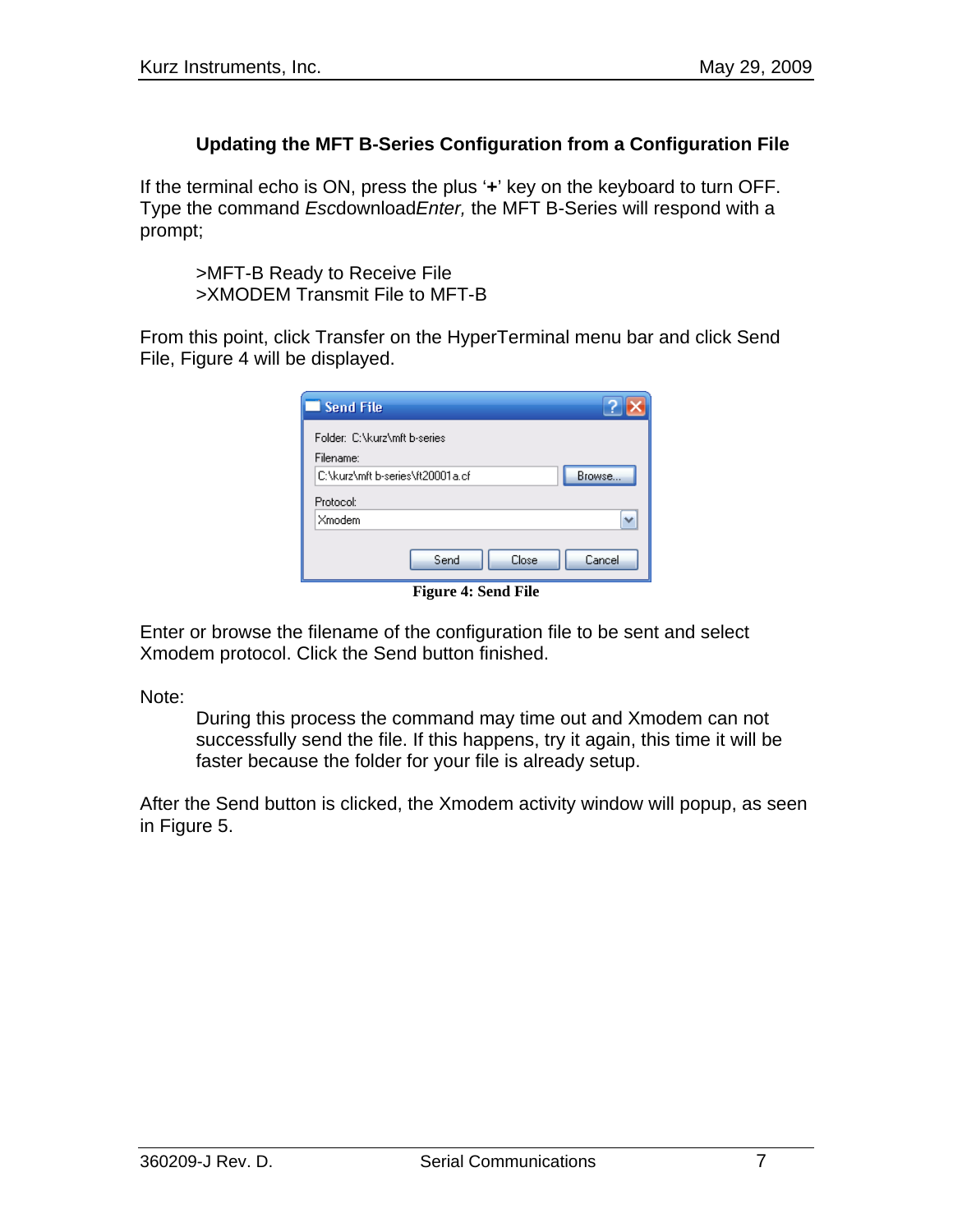## Updating the MFT B-Series Configuration from a Configuration File

If the terminal echo is ON, press the plus '**+**' key on the keyboard to turn OFF. Type the command *Esc*download*Enter,* the MFT B-Series will respond with a prompt;

>MFT-B Ready to Receive File
>XMODEM Transmit File to MFT-B

From this point, click Transfer on the HyperTerminal menu bar and click Send File, Figure 4 will be displayed.

**Figure 4: Send File**

Enter or browse the filename of the configuration file to be sent and select Xmodem protocol. Click the Send button finished.

Note:

During this process the command may time out and Xmodem can not successfully send the file. If this happens, try it again, this time it will be faster because the folder for your file is already setup.

After the Send button is clicked, the Xmodem activity window will popup, as seen in Figure 5.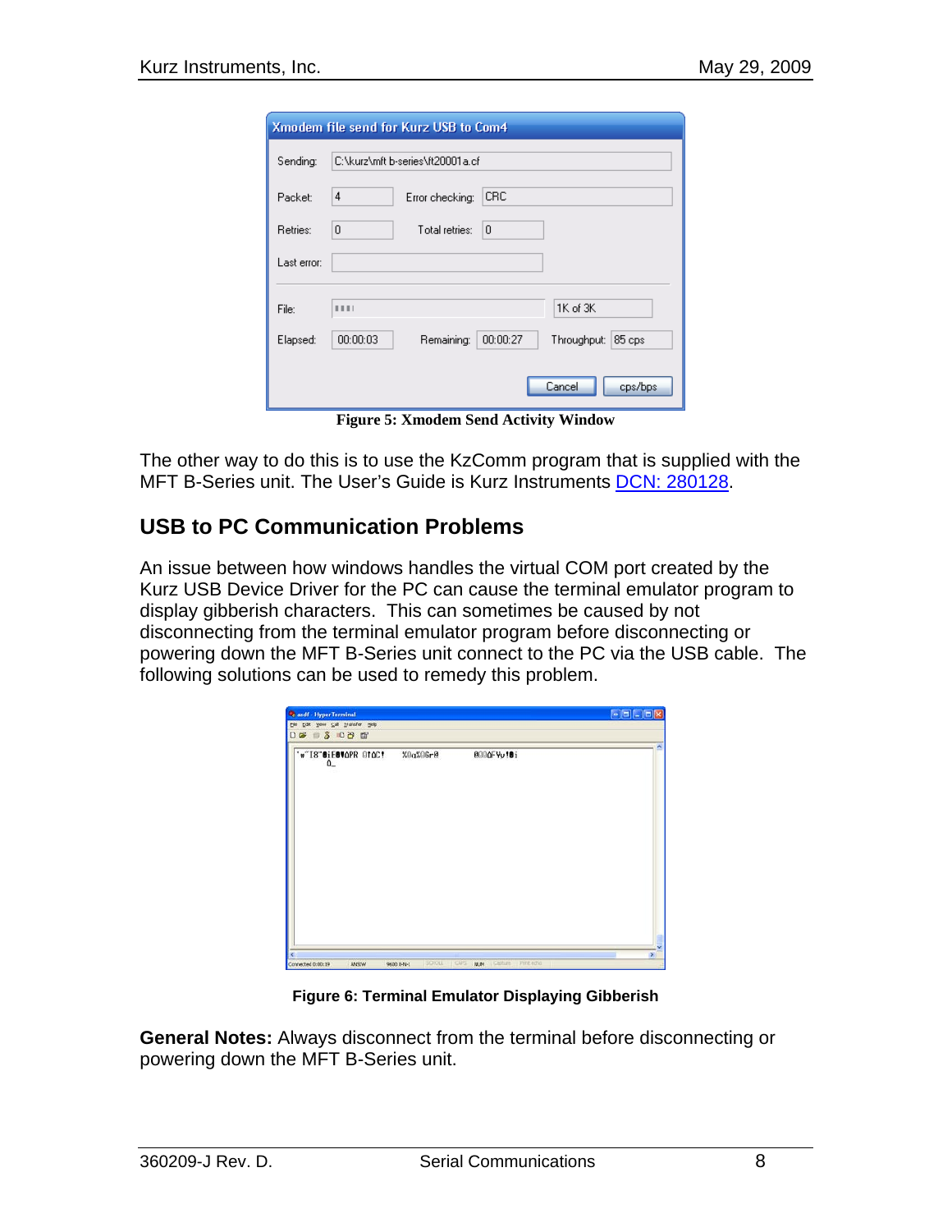Figure 5: Xmodem Send Activity Window

The other way to do this is to use the KzComm program that is supplied with the MFT B-Series unit. The User's Guide is Kurz Instruments DCN: 280128.

## USB to PC Communication Problems

An issue between how windows handles the virtual COM port created by the Kurz USB Device Driver for the PC can cause the terminal emulator program to display gibberish characters. This can sometimes be caused by not disconnecting from the terminal emulator program before disconnecting or powering down the MFT B-Series unit connect to the PC via the USB cable. The following solutions can be used to remedy this problem.

**Figure 6: Terminal Emulator Displaying Gibberish**

**General Notes:** Always disconnect from the terminal before disconnecting or powering down the MFT B-Series unit.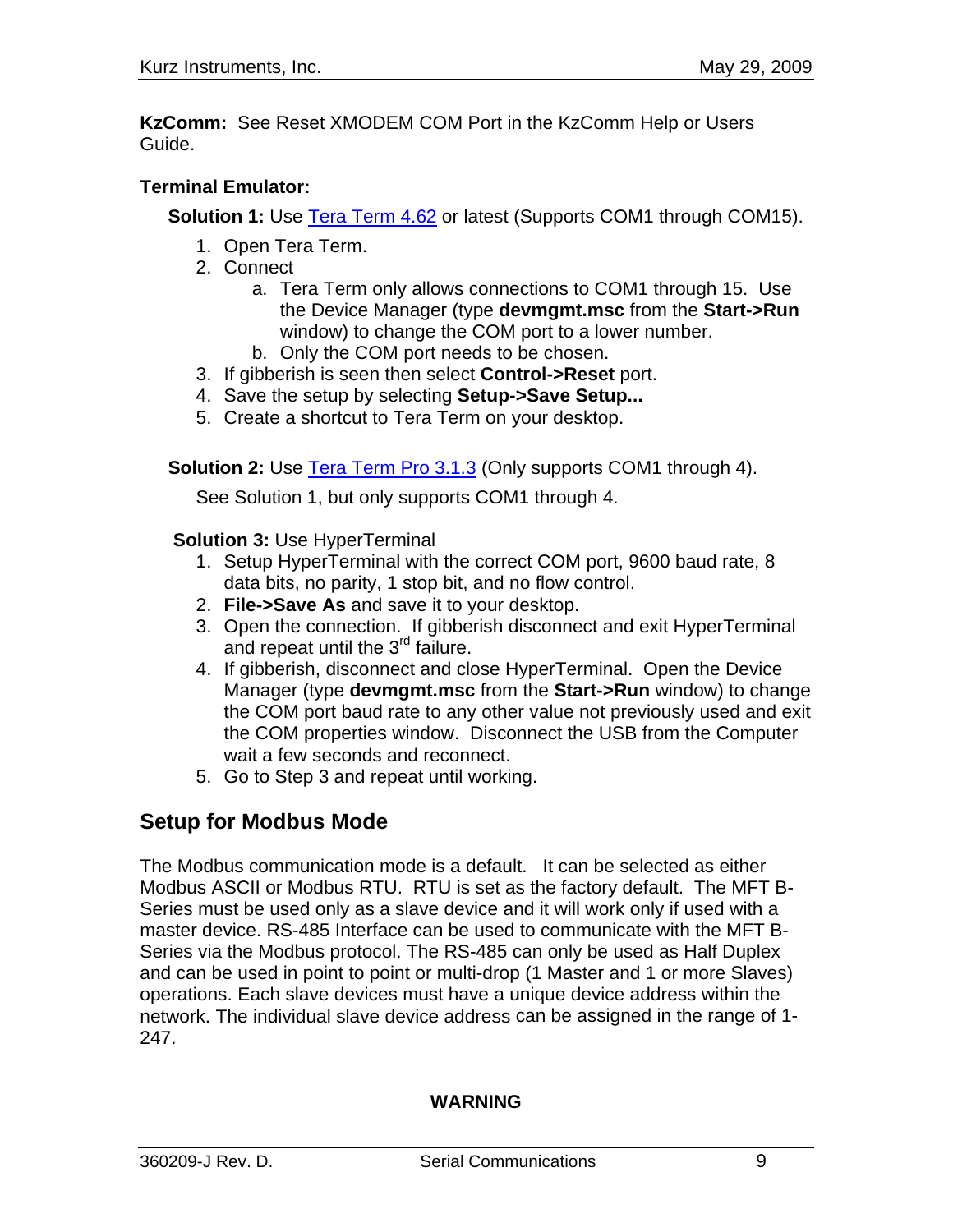**KzComm:** See Reset XMODEM COM Port in the KzComm Help or Users Guide.

**Terminal Emulator:**

**Solution 1:** Use [Tera Term 4.62] or latest (Supports COM1 through COM15).

1. Open Tera Term.
2. Connect
   a. Tera Term only allows connections to COM1 through 15. Use the Device Manager (type **devmgmt.msc** from the **Start->Run** window) to change the COM port to a lower number.
   b. Only the COM port needs to be chosen.
3. If gibberish is seen then select **Control->Reset** port.
4. Save the setup by selecting **Setup->Save Setup...**
5. Create a shortcut to Tera Term on your desktop.

**Solution 2:** Use [Tera Term Pro 3.1.3] (Only supports COM1 through 4).

See Solution 1, but only supports COM1 through 4.

**Solution 3:** Use HyperTerminal

1. Setup HyperTerminal with the correct COM port, 9600 baud rate, 8 data bits, no parity, 1 stop bit, and no flow control.
2. **File->Save As** and save it to your desktop.
3. Open the connection. If gibberish disconnect and exit HyperTerminal and repeat until the 3rd failure.
4. If gibberish, disconnect and close HyperTerminal. Open the Device Manager (type **devmgmt.msc** from the **Start->Run** window) to change the COM port baud rate to any other value not previously used and exit the COM properties window. Disconnect the USB from the Computer wait a few seconds and reconnect.
5. Go to Step 3 and repeat until working.

## Setup for Modbus Mode

The Modbus communication mode is a default. It can be selected as either Modbus ASCII or Modbus RTU. RTU is set as the factory default. The MFT B-Series must be used only as a slave device and it will work only if used with a master device. RS-485 Interface can be used to communicate with the MFT B-Series via the Modbus protocol. The RS-485 can only be used as Half Duplex and can be used in point to point or multi-drop (1 Master and 1 or more Slaves) operations. Each slave devices must have a unique device address within the network. The individual slave device address can be assigned in the range of 1-247.

**WARNING**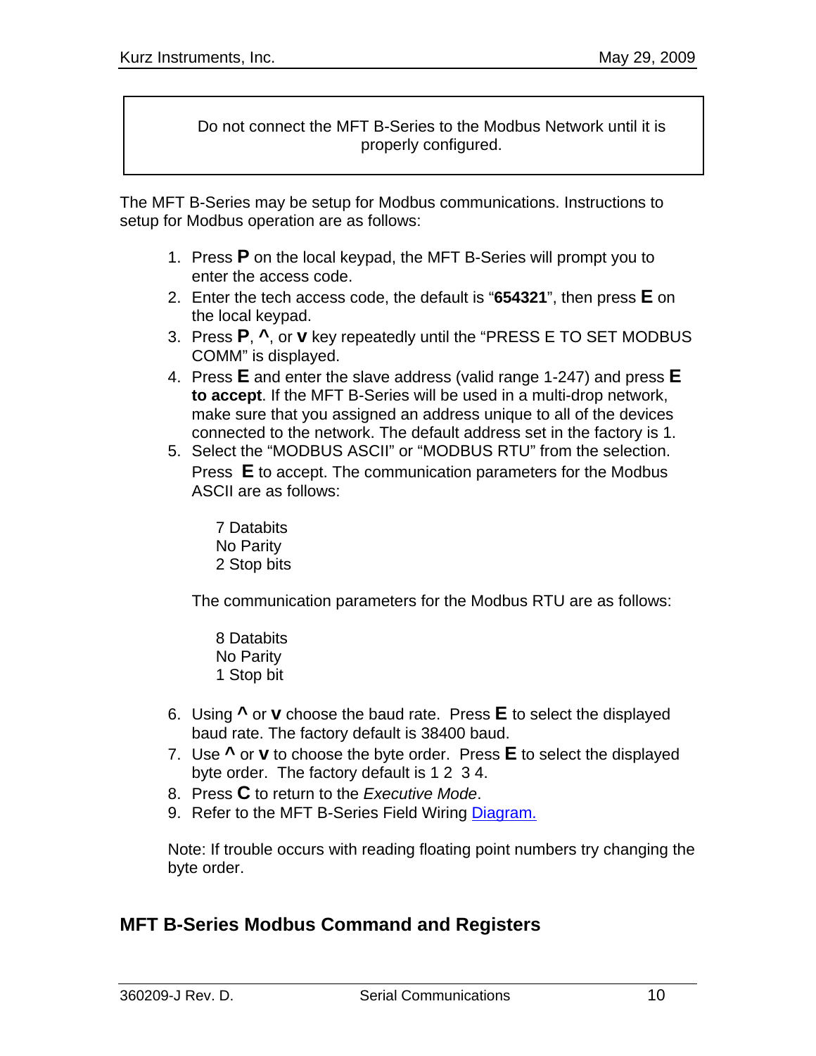> Do not connect the MFT B-Series to the Modbus Network until it is properly configured.

The MFT B-Series may be setup for Modbus communications. Instructions to setup for Modbus operation are as follows:

1. Press **P** on the local keypad, the MFT B-Series will prompt you to enter the access code.
2. Enter the tech access code, the default is "**654321**", then press **E** on the local keypad.
3. Press **P**, **^**, or **v** key repeatedly until the "PRESS E TO SET MODBUS COMM" is displayed.
4. Press **E** and enter the slave address (valid range 1-247) and press **E to accept**. If the MFT B-Series will be used in a multi-drop network, make sure that you assigned an address unique to all of the devices connected to the network. The default address set in the factory is 1.
5. Select the "MODBUS ASCII" or "MODBUS RTU" from the selection. Press **E** to accept. The communication parameters for the Modbus ASCII are as follows:

   7 Databits
   No Parity
   2 Stop bits

   The communication parameters for the Modbus RTU are as follows:

   8 Databits
   No Parity
   1 Stop bit

6. Using **^** or **v** choose the baud rate. Press **E** to select the displayed baud rate. The factory default is 38400 baud.
7. Use **^** or **v** to choose the byte order. Press **E** to select the displayed byte order. The factory default is 1 2 3 4.
8. Press **C** to return to the *Executive Mode*.
9. Refer to the MFT B-Series Field Wiring Diagram.

Note: If trouble occurs with reading floating point numbers try changing the byte order.

## MFT B-Series Modbus Command and Registers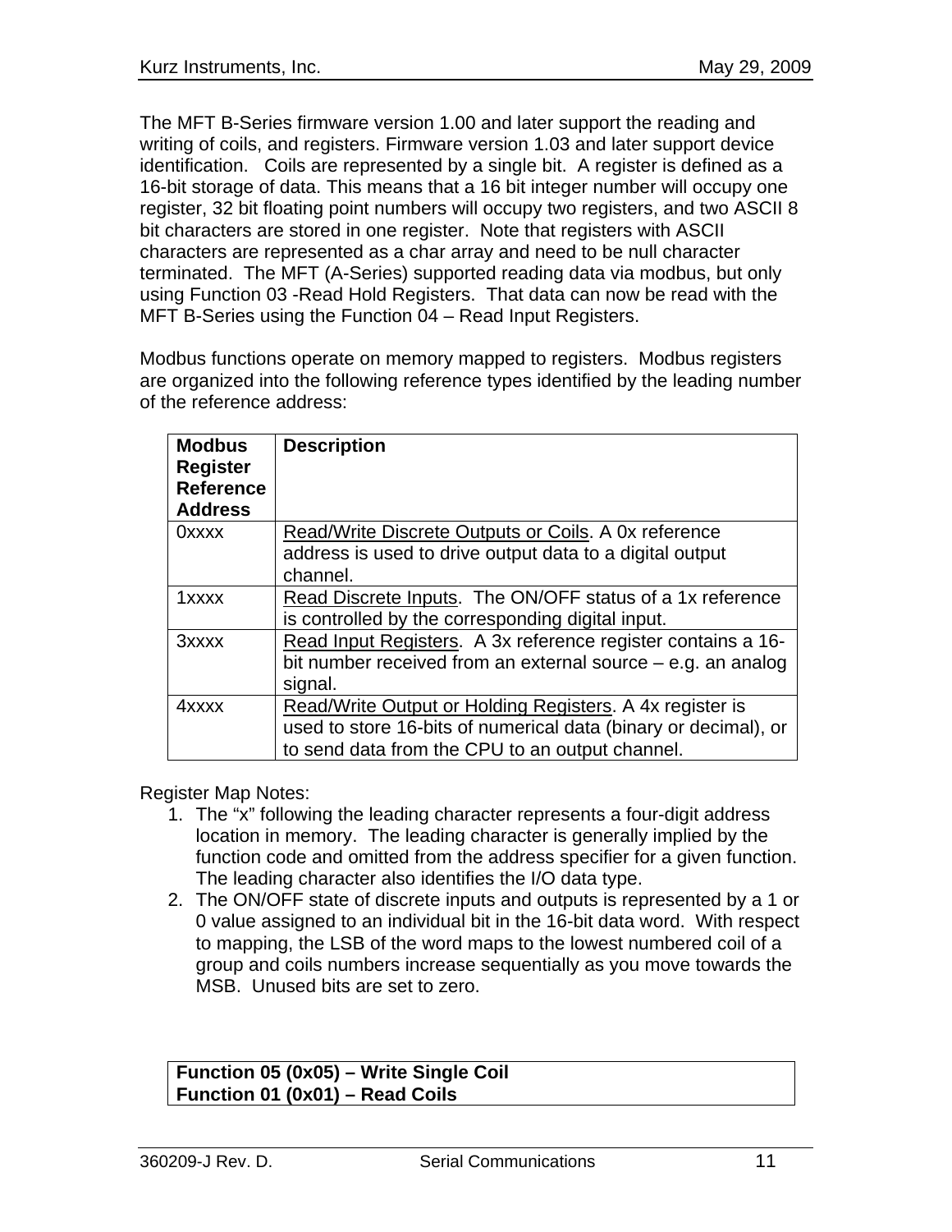The MFT B-Series firmware version 1.00 and later support the reading and writing of coils, and registers. Firmware version 1.03 and later support device identification. Coils are represented by a single bit. A register is defined as a 16-bit storage of data. This means that a 16 bit integer number will occupy one register, 32 bit floating point numbers will occupy two registers, and two ASCII 8 bit characters are stored in one register. Note that registers with ASCII characters are represented as a char array and need to be null character terminated. The MFT (A-Series) supported reading data via modbus, but only using Function 03 -Read Hold Registers. That data can now be read with the MFT B-Series using the Function 04 – Read Input Registers.

Modbus functions operate on memory mapped to registers. Modbus registers are organized into the following reference types identified by the leading number of the reference address:

| **Modbus Register Reference Address** | **Description** |
| --- | --- |
| 0xxxx | Read/Write Discrete Outputs or Coils. A 0x reference address is used to drive output data to a digital output channel. |
| 1xxxx | Read Discrete Inputs. The ON/OFF status of a 1x reference is controlled by the corresponding digital input. |
| 3xxxx | Read Input Registers. A 3x reference register contains a 16-bit number received from an external source – e.g. an analog signal. |
| 4xxxx | Read/Write Output or Holding Registers. A 4x register is used to store 16-bits of numerical data (binary or decimal), or to send data from the CPU to an output channel. |

Register Map Notes:

1. The "x" following the leading character represents a four-digit address location in memory. The leading character is generally implied by the function code and omitted from the address specifier for a given function. The leading character also identifies the I/O data type.
2. The ON/OFF state of discrete inputs and outputs is represented by a 1 or 0 value assigned to an individual bit in the 16-bit data word. With respect to mapping, the LSB of the word maps to the lowest numbered coil of a group and coils numbers increase sequentially as you move towards the MSB. Unused bits are set to zero.

| **Function 05 (0x05) – Write Single Coil**<br>**Function 01 (0x01) – Read Coils** |
| --- |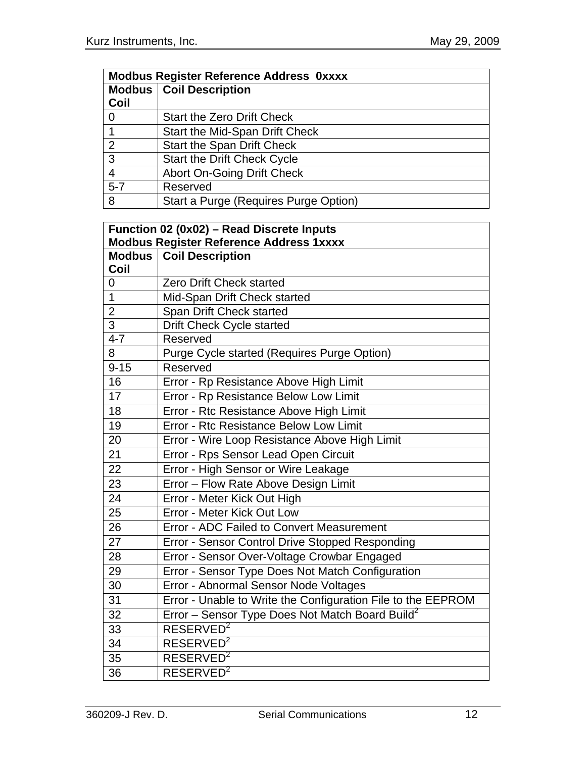| Modbus Register Reference Address 0xxxx | |
|---|---|
| **Modbus Coil** | **Coil Description** |
| 0 | Start the Zero Drift Check |
| 1 | Start the Mid-Span Drift Check |
| 2 | Start the Span Drift Check |
| 3 | Start the Drift Check Cycle |
| 4 | Abort On-Going Drift Check |
| 5-7 | Reserved |
| 8 | Start a Purge (Requires Purge Option) |

| Function 02 (0x02) – Read Discrete Inputs<br>Modbus Register Reference Address 1xxxx | |
|---|---|
| **Modbus Coil** | **Coil Description** |
| 0 | Zero Drift Check started |
| 1 | Mid-Span Drift Check started |
| 2 | Span Drift Check started |
| 3 | Drift Check Cycle started |
| 4-7 | Reserved |
| 8 | Purge Cycle started (Requires Purge Option) |
| 9-15 | Reserved |
| 16 | Error - Rp Resistance Above High Limit |
| 17 | Error - Rp Resistance Below Low Limit |
| 18 | Error - Rtc Resistance Above High Limit |
| 19 | Error - Rtc Resistance Below Low Limit |
| 20 | Error - Wire Loop Resistance Above High Limit |
| 21 | Error - Rps Sensor Lead Open Circuit |
| 22 | Error - High Sensor or Wire Leakage |
| 23 | Error – Flow Rate Above Design Limit |
| 24 | Error - Meter Kick Out High |
| 25 | Error - Meter Kick Out Low |
| 26 | Error - ADC Failed to Convert Measurement |
| 27 | Error - Sensor Control Drive Stopped Responding |
| 28 | Error - Sensor Over-Voltage Crowbar Engaged |
| 29 | Error - Sensor Type Does Not Match Configuration |
| 30 | Error - Abnormal Sensor Node Voltages |
| 31 | Error - Unable to Write the Configuration File to the EEPROM |
| 32 | Error – Sensor Type Does Not Match Board Build[2] |
| 33 | RESERVED[2] |
| 34 | RESERVED[2] |
| 35 | RESERVED[2] |
| 36 | RESERVED[2] |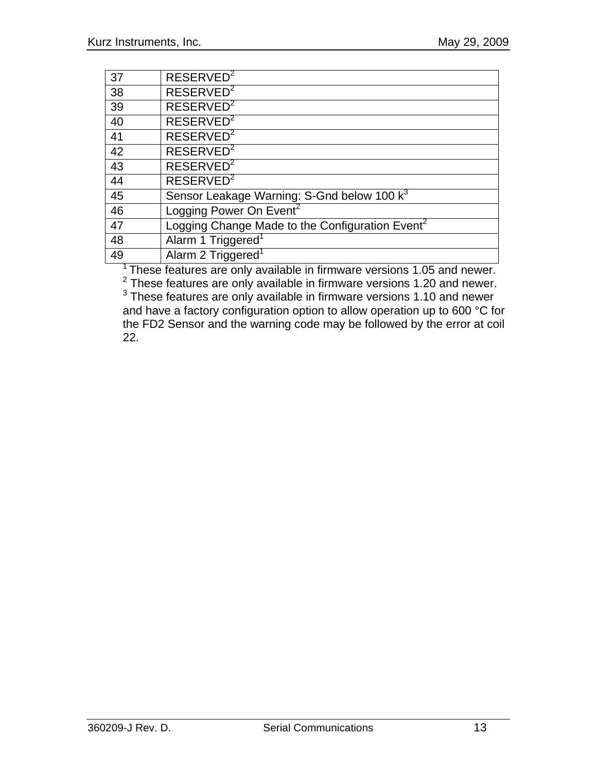| 37 | RESERVED[2] |
|---|---|
| 38 | RESERVED[2] |
| 39 | RESERVED[2] |
| 40 | RESERVED[2] |
| 41 | RESERVED[2] |
| 42 | RESERVED[2] |
| 43 | RESERVED[2] |
| 44 | RESERVED[2] |
| 45 | Sensor Leakage Warning: S-Gnd below 100 k[3] |
| 46 | Logging Power On Event[2] |
| 47 | Logging Change Made to the Configuration Event[2] |
| 48 | Alarm 1 Triggered[1] |
| 49 | Alarm 2 Triggered[1] |

[1] These features are only available in firmware versions 1.05 and newer.
[2] These features are only available in firmware versions 1.20 and newer.
[3] These features are only available in firmware versions 1.10 and newer and have a factory configuration option to allow operation up to 600 °C for the FD2 Sensor and the warning code may be followed by the error at coil 22.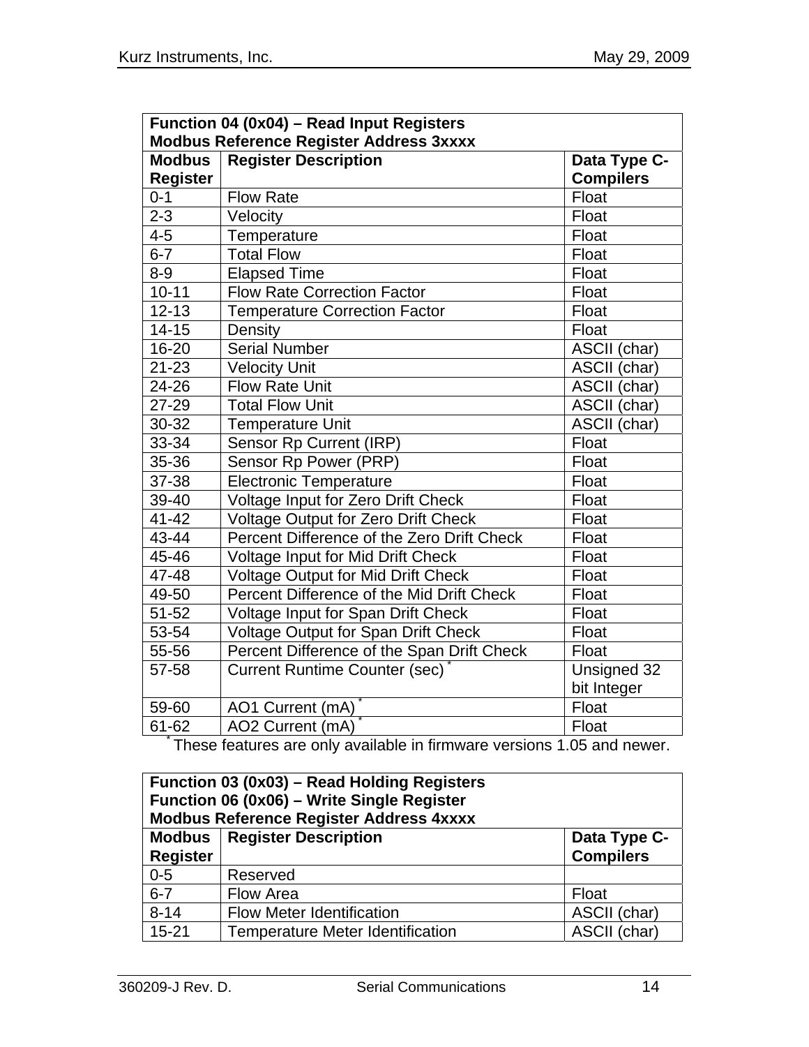| **Function 04 (0x04) – Read Input Registers**<br>**Modbus Reference Register Address 3xxxx** | | |
|---|---|---|
| **Modbus Register** | **Register Description** | **Data Type C-Compilers** |
| 0-1 | Flow Rate | Float |
| 2-3 | Velocity | Float |
| 4-5 | Temperature | Float |
| 6-7 | Total Flow | Float |
| 8-9 | Elapsed Time | Float |
| 10-11 | Flow Rate Correction Factor | Float |
| 12-13 | Temperature Correction Factor | Float |
| 14-15 | Density | Float |
| 16-20 | Serial Number | ASCII (char) |
| 21-23 | Velocity Unit | ASCII (char) |
| 24-26 | Flow Rate Unit | ASCII (char) |
| 27-29 | Total Flow Unit | ASCII (char) |
| 30-32 | Temperature Unit | ASCII (char) |
| 33-34 | Sensor Rp Current (IRP) | Float |
| 35-36 | Sensor Rp Power (PRP) | Float |
| 37-38 | Electronic Temperature | Float |
| 39-40 | Voltage Input for Zero Drift Check | Float |
| 41-42 | Voltage Output for Zero Drift Check | Float |
| 43-44 | Percent Difference of the Zero Drift Check | Float |
| 45-46 | Voltage Input for Mid Drift Check | Float |
| 47-48 | Voltage Output for Mid Drift Check | Float |
| 49-50 | Percent Difference of the Mid Drift Check | Float |
| 51-52 | Voltage Input for Span Drift Check | Float |
| 53-54 | Voltage Output for Span Drift Check | Float |
| 55-56 | Percent Difference of the Span Drift Check | Float |
| 57-58 | Current Runtime Counter (sec) * | Unsigned 32 bit Integer |
| 59-60 | AO1 Current (mA) * | Float |
| 61-62 | AO2 Current (mA) * | Float |

* These features are only available in firmware versions 1.05 and newer.

| **Function 03 (0x03) – Read Holding Registers**<br>**Function 06 (0x06) – Write Single Register**<br>**Modbus Reference Register Address 4xxxx** | | |
|---|---|---|
| **Modbus Register** | **Register Description** | **Data Type C-Compilers** |
| 0-5 | Reserved | |
| 6-7 | Flow Area | Float |
| 8-14 | Flow Meter Identification | ASCII (char) |
| 15-21 | Temperature Meter Identification | ASCII (char) |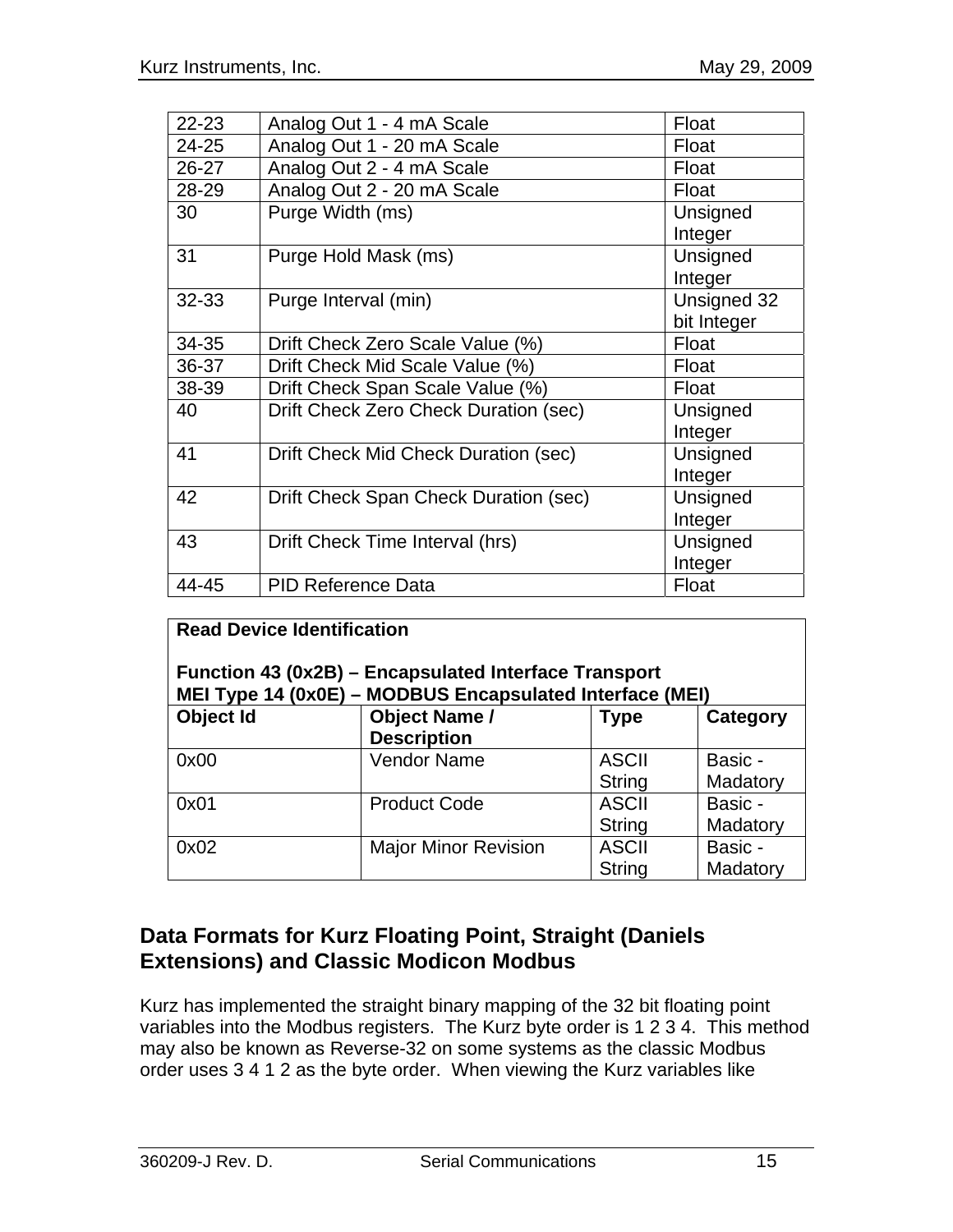| | | |
|---|---|---|
| 22-23 | Analog Out 1 - 4 mA Scale | Float |
| 24-25 | Analog Out 1 - 20 mA Scale | Float |
| 26-27 | Analog Out 2 - 4 mA Scale | Float |
| 28-29 | Analog Out 2 - 20 mA Scale | Float |
| 30 | Purge Width (ms) | Unsigned Integer |
| 31 | Purge Hold Mask (ms) | Unsigned Integer |
| 32-33 | Purge Interval (min) | Unsigned 32 bit Integer |
| 34-35 | Drift Check Zero Scale Value (%) | Float |
| 36-37 | Drift Check Mid Scale Value (%) | Float |
| 38-39 | Drift Check Span Scale Value (%) | Float |
| 40 | Drift Check Zero Check Duration (sec) | Unsigned Integer |
| 41 | Drift Check Mid Check Duration (sec) | Unsigned Integer |
| 42 | Drift Check Span Check Duration (sec) | Unsigned Integer |
| 43 | Drift Check Time Interval (hrs) | Unsigned Integer |
| 44-45 | PID Reference Data | Float |

**Read Device Identification**

**Function 43 (0x2B) – Encapsulated Interface Transport**
**MEI Type 14 (0x0E) – MODBUS Encapsulated Interface (MEI)**

| Object Id | Object Name / Description | Type | Category |
|---|---|---|---|
| 0x00 | Vendor Name | ASCII String | Basic - Madatory |
| 0x01 | Product Code | ASCII String | Basic - Madatory |
| 0x02 | Major Minor Revision | ASCII String | Basic - Madatory |

## Data Formats for Kurz Floating Point, Straight (Daniels Extensions) and Classic Modicon Modbus

Kurz has implemented the straight binary mapping of the 32 bit floating point variables into the Modbus registers. The Kurz byte order is 1 2 3 4. This method may also be known as Reverse-32 on some systems as the classic Modbus order uses 3 4 1 2 as the byte order. When viewing the Kurz variables like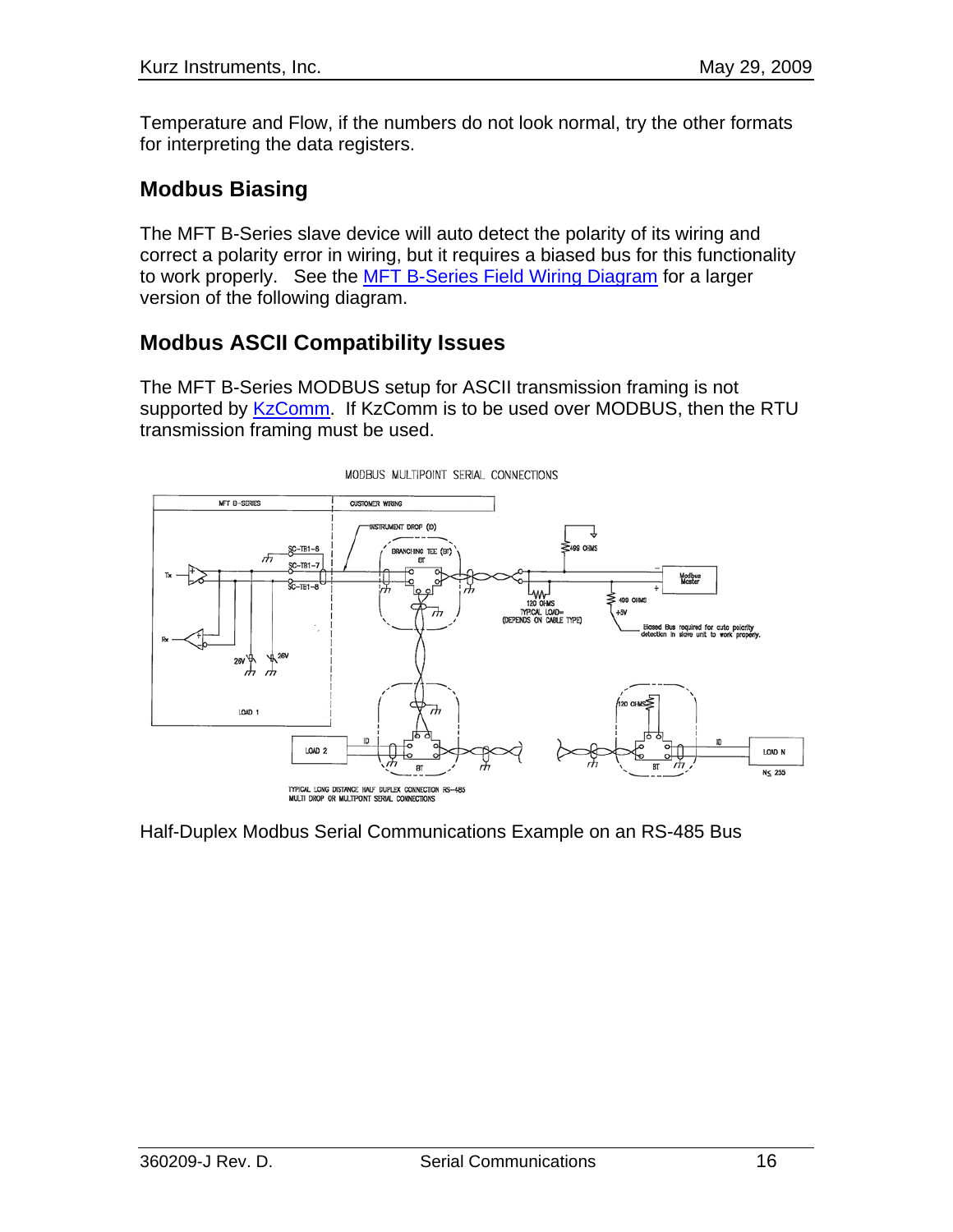Temperature and Flow, if the numbers do not look normal, try the other formats for interpreting the data registers.

## Modbus Biasing

The MFT B-Series slave device will auto detect the polarity of its wiring and correct a polarity error in wiring, but it requires a biased bus for this functionality to work properly. See the MFT B-Series Field Wiring Diagram for a larger version of the following diagram.

## Modbus ASCII Compatibility Issues

The MFT B-Series MODBUS setup for ASCII transmission framing is not supported by KzComm. If KzComm is to be used over MODBUS, then the RTU transmission framing must be used.

Half-Duplex Modbus Serial Communications Example on an RS-485 Bus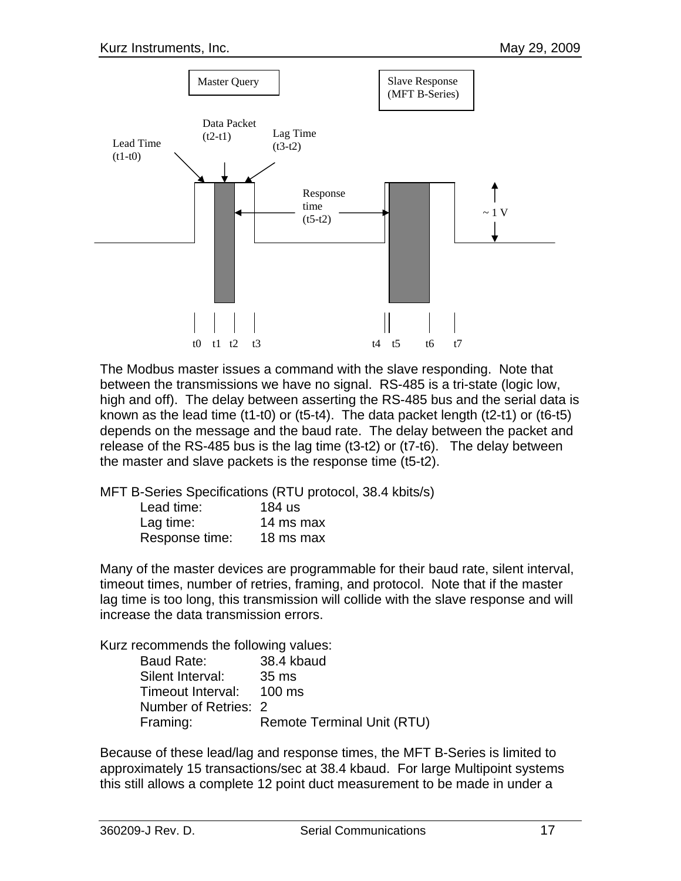Master Query

Slave Response (MFT B-Series)

Lead Time (t1-t0)

Data Packet (t2-t1)

Lag Time (t3-t2)

Response time (t5-t2)

~ 1 V

t0 t1 t2 t3 t4 t5 t6 t7

The Modbus master issues a command with the slave responding. Note that between the transmissions we have no signal. RS-485 is a tri-state (logic low, high and off). The delay between asserting the RS-485 bus and the serial data is known as the lead time (t1-t0) or (t5-t4). The data packet length (t2-t1) or (t6-t5) depends on the message and the baud rate. The delay between the packet and release of the RS-485 bus is the lag time (t3-t2) or (t7-t6). The delay between the master and slave packets is the response time (t5-t2).

MFT B-Series Specifications (RTU protocol, 38.4 kbits/s)

| | |
|---|---|
| Lead time: | 184 us |
| Lag time: | 14 ms max |
| Response time: | 18 ms max |

Many of the master devices are programmable for their baud rate, silent interval, timeout times, number of retries, framing, and protocol. Note that if the master lag time is too long, this transmission will collide with the slave response and will increase the data transmission errors.

Kurz recommends the following values:

| | |
|---|---|
| Baud Rate: | 38.4 kbaud |
| Silent Interval: | 35 ms |
| Timeout Interval: | 100 ms |
| Number of Retries: | 2 |
| Framing: | Remote Terminal Unit (RTU) |

Because of these lead/lag and response times, the MFT B-Series is limited to approximately 15 transactions/sec at 38.4 kbaud. For large Multipoint systems this still allows a complete 12 point duct measurement to be made in under a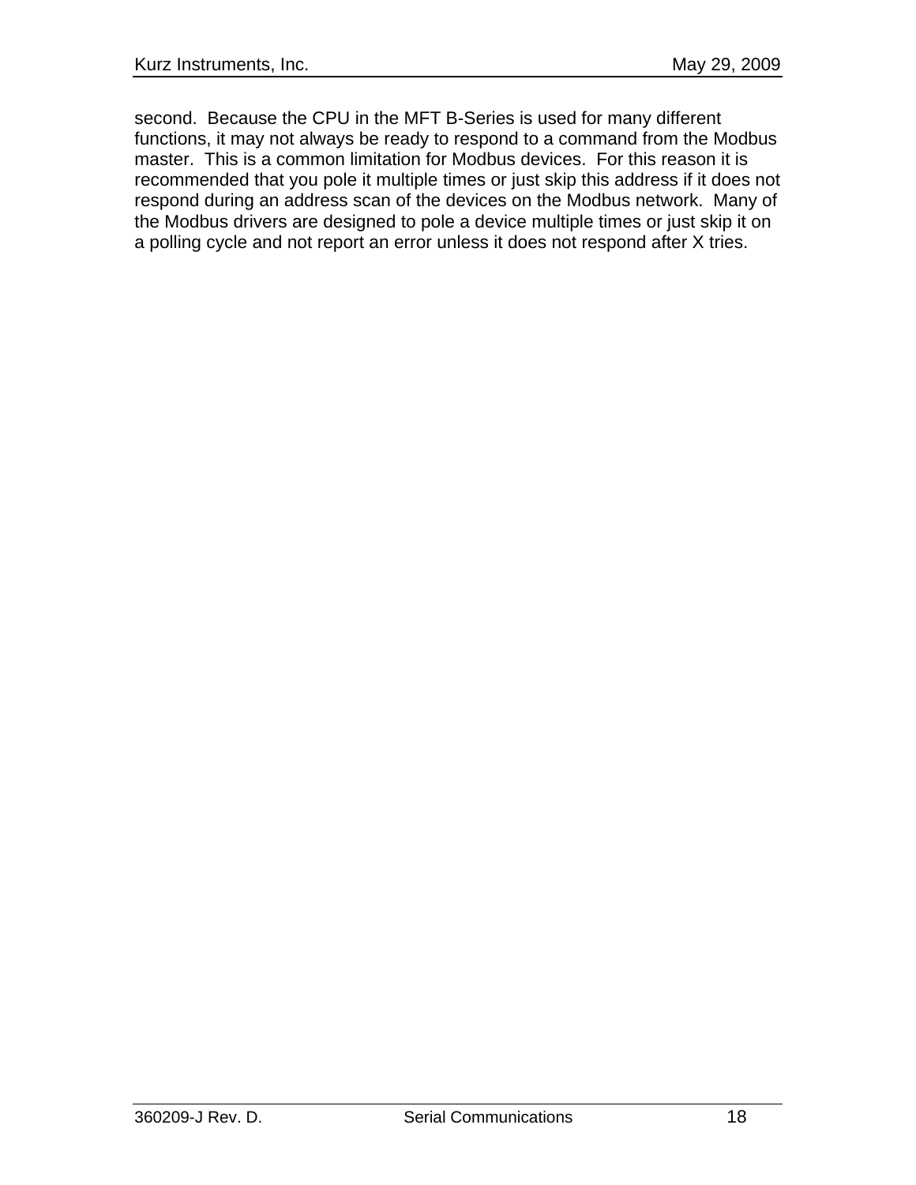second. Because the CPU in the MFT B-Series is used for many different functions, it may not always be ready to respond to a command from the Modbus master. This is a common limitation for Modbus devices. For this reason it is recommended that you pole it multiple times or just skip this address if it does not respond during an address scan of the devices on the Modbus network. Many of the Modbus drivers are designed to pole a device multiple times or just skip it on a polling cycle and not report an error unless it does not respond after X tries.